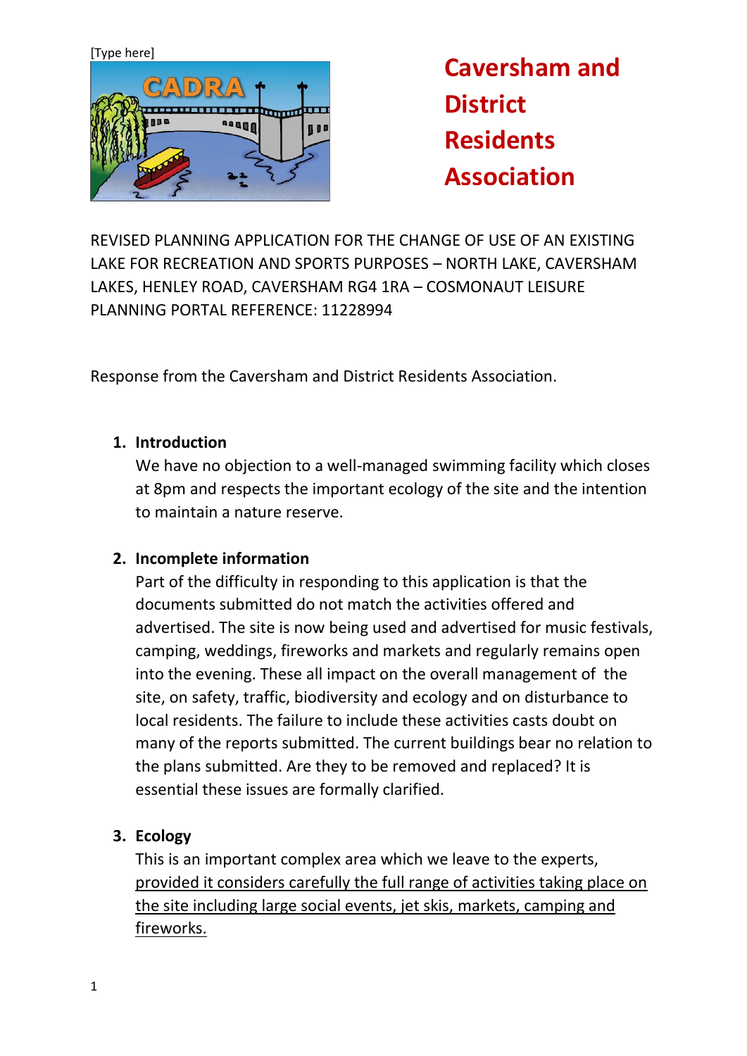[Type here]

# Caversham and District Residents Association

REVISED PLANNING APPLICATION FOR THE CHANGE OF USE OF AN EXISTING LAKE FOR RECREATION AND SPORTS PURPOSES – NORTH LAKE, CAVERSHAM LAKES, HENLEY ROAD, CAVERSHAM RG4 1RA – COSMONAUT LEISURE PLANNING PORTAL REFERENCE: 11228994

Response from the Caversham and District Residents Association.

1. **Introduction**

   We have no objection to a well-managed swimming facility which closes at 8pm and respects the important ecology of the site and the intention to maintain a nature reserve.

2. **Incomplete information**

   Part of the difficulty in responding to this application is that the documents submitted do not match the activities offered and advertised. The site is now being used and advertised for music festivals, camping, weddings, fireworks and markets and regularly remains open into the evening. These all impact on the overall management of the site, on safety, traffic, biodiversity and ecology and on disturbance to local residents. The failure to include these activities casts doubt on many of the reports submitted. The current buildings bear no relation to the plans submitted. Are they to be removed and replaced? It is essential these issues are formally clarified.

3. **Ecology**

   This is an important complex area which we leave to the experts, <u>provided it considers carefully the full range of activities taking place on the site including large social events, jet skis, markets, camping and fireworks.</u>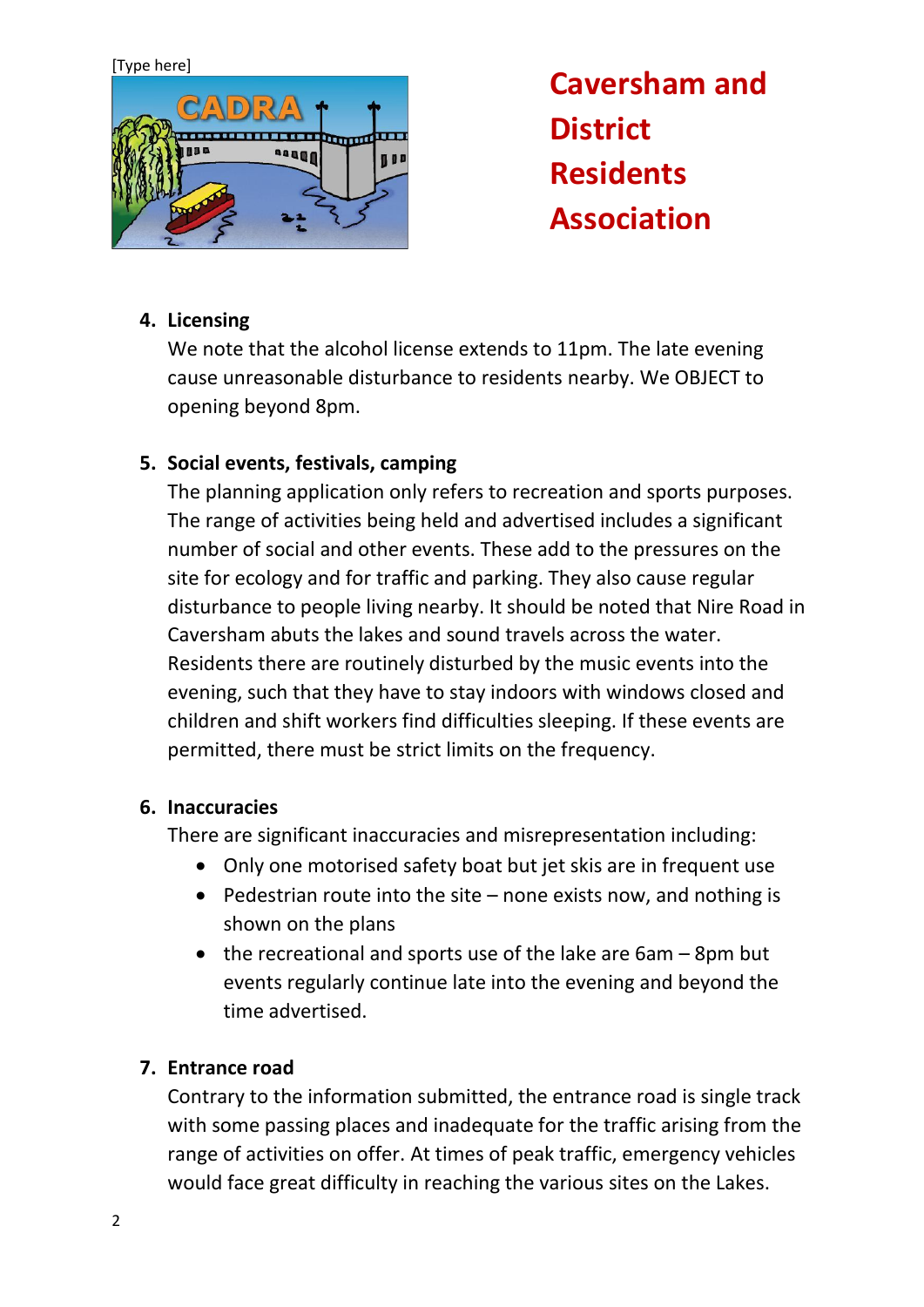[Type here]

**Caversham and District Residents Association**

4. **Licensing**
   We note that the alcohol license extends to 11pm. The late evening cause unreasonable disturbance to residents nearby. We OBJECT to opening beyond 8pm.

5. **Social events, festivals, camping**
   The planning application only refers to recreation and sports purposes. The range of activities being held and advertised includes a significant number of social and other events. These add to the pressures on the site for ecology and for traffic and parking. They also cause regular disturbance to people living nearby. It should be noted that Nire Road in Caversham abuts the lakes and sound travels across the water. Residents there are routinely disturbed by the music events into the evening, such that they have to stay indoors with windows closed and children and shift workers find difficulties sleeping. If these events are permitted, there must be strict limits on the frequency.

6. **Inaccuracies**
   There are significant inaccuracies and misrepresentation including:
   - Only one motorised safety boat but jet skis are in frequent use
   - Pedestrian route into the site – none exists now, and nothing is shown on the plans
   - the recreational and sports use of the lake are 6am – 8pm but events regularly continue late into the evening and beyond the time advertised.

7. **Entrance road**
   Contrary to the information submitted, the entrance road is single track with some passing places and inadequate for the traffic arising from the range of activities on offer. At times of peak traffic, emergency vehicles would face great difficulty in reaching the various sites on the Lakes.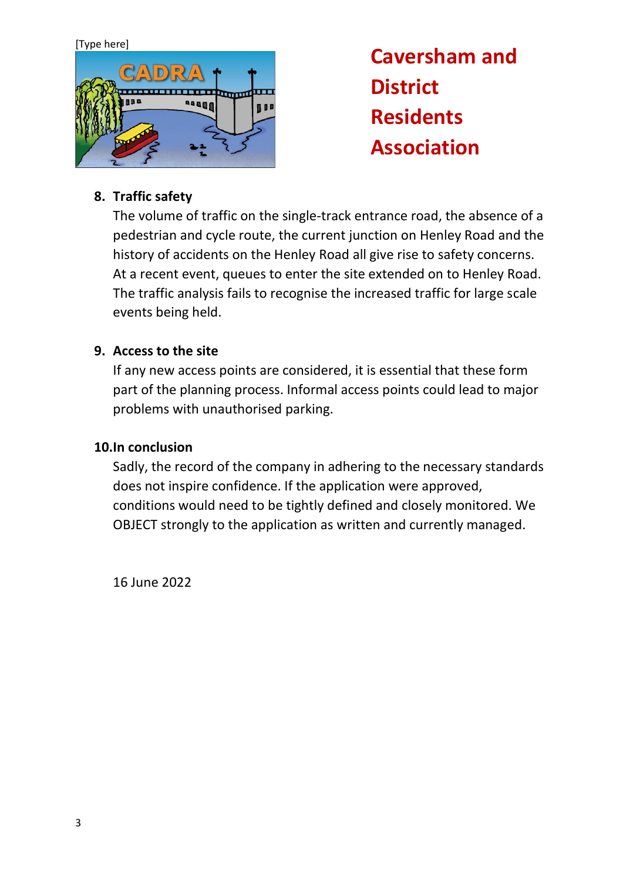[Type here]

# Caversham and District Residents Association

**8. Traffic safety**

The volume of traffic on the single-track entrance road, the absence of a pedestrian and cycle route, the current junction on Henley Road and the history of accidents on the Henley Road all give rise to safety concerns. At a recent event, queues to enter the site extended on to Henley Road. The traffic analysis fails to recognise the increased traffic for large scale events being held.

**9. Access to the site**

If any new access points are considered, it is essential that these form part of the planning process. Informal access points could lead to major problems with unauthorised parking.

**10. In conclusion**

Sadly, the record of the company in adhering to the necessary standards does not inspire confidence. If the application were approved, conditions would need to be tightly defined and closely monitored. We OBJECT strongly to the application as written and currently managed.

16 June 2022